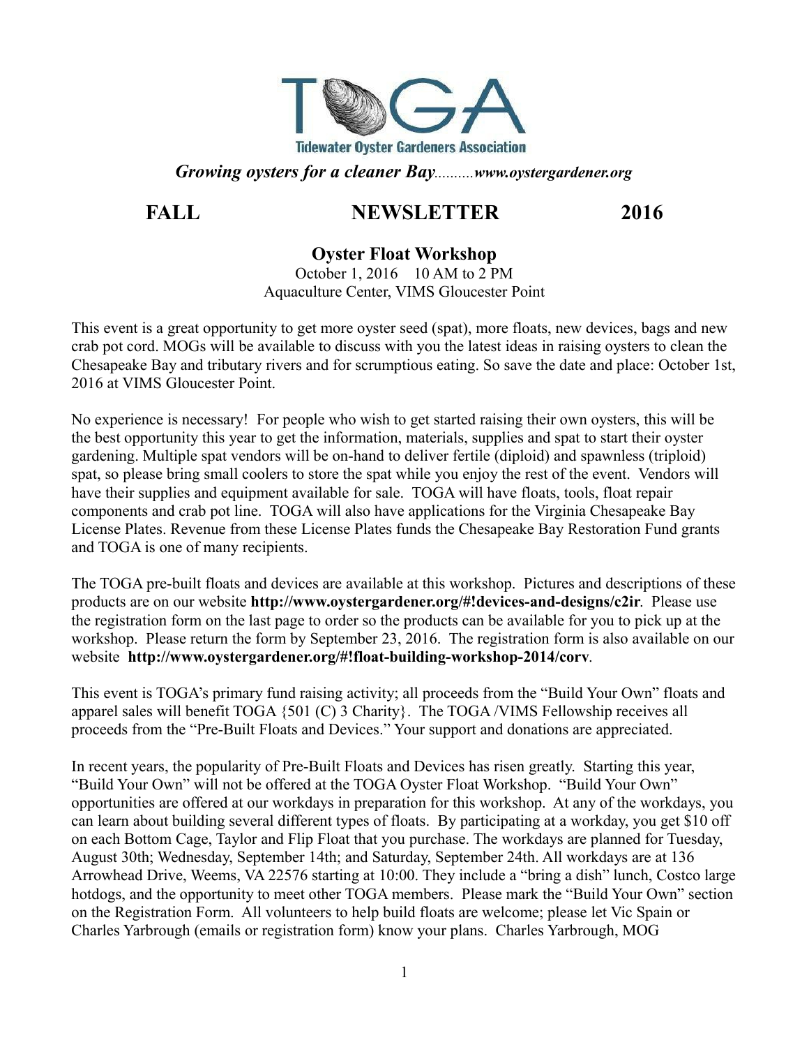# TOGA

**Tidewater Oyster Gardeners Association**

***Growing oysters for a cleaner Bay**..........**www.oystergardener.org***

## FALL NEWSLETTER 2016

### Oyster Float Workshop

October 1, 2016 10 AM to 2 PM
Aquaculture Center, VIMS Gloucester Point

This event is a great opportunity to get more oyster seed (spat), more floats, new devices, bags and new crab pot cord. MOGs will be available to discuss with you the latest ideas in raising oysters to clean the Chesapeake Bay and tributary rivers and for scrumptious eating. So save the date and place: October 1st, 2016 at VIMS Gloucester Point.

No experience is necessary! For people who wish to get started raising their own oysters, this will be the best opportunity this year to get the information, materials, supplies and spat to start their oyster gardening. Multiple spat vendors will be on-hand to deliver fertile (diploid) and spawnless (triploid) spat, so please bring small coolers to store the spat while you enjoy the rest of the event. Vendors will have their supplies and equipment available for sale. TOGA will have floats, tools, float repair components and crab pot line. TOGA will also have applications for the Virginia Chesapeake Bay License Plates. Revenue from these License Plates funds the Chesapeake Bay Restoration Fund grants and TOGA is one of many recipients.

The TOGA pre-built floats and devices are available at this workshop. Pictures and descriptions of these products are on our website **http://www.oystergardener.org/#!devices-and-designs/c2ir**. Please use the registration form on the last page to order so the products can be available for you to pick up at the workshop. Please return the form by September 23, 2016. The registration form is also available on our website **http://www.oystergardener.org/#!float-building-workshop-2014/corv**.

This event is TOGA's primary fund raising activity; all proceeds from the "Build Your Own" floats and apparel sales will benefit TOGA {501 (C) 3 Charity}. The TOGA /VIMS Fellowship receives all proceeds from the "Pre-Built Floats and Devices." Your support and donations are appreciated.

In recent years, the popularity of Pre-Built Floats and Devices has risen greatly. Starting this year, "Build Your Own" will not be offered at the TOGA Oyster Float Workshop. "Build Your Own" opportunities are offered at our workdays in preparation for this workshop. At any of the workdays, you can learn about building several different types of floats. By participating at a workday, you get $10 off on each Bottom Cage, Taylor and Flip Float that you purchase. The workdays are planned for Tuesday, August 30th; Wednesday, September 14th; and Saturday, September 24th. All workdays are at 136 Arrowhead Drive, Weems, VA 22576 starting at 10:00. They include a "bring a dish" lunch, Costco large hotdogs, and the opportunity to meet other TOGA members. Please mark the "Build Your Own" section on the Registration Form. All volunteers to help build floats are welcome; please let Vic Spain or Charles Yarbrough (emails or registration form) know your plans. Charles Yarbrough, MOG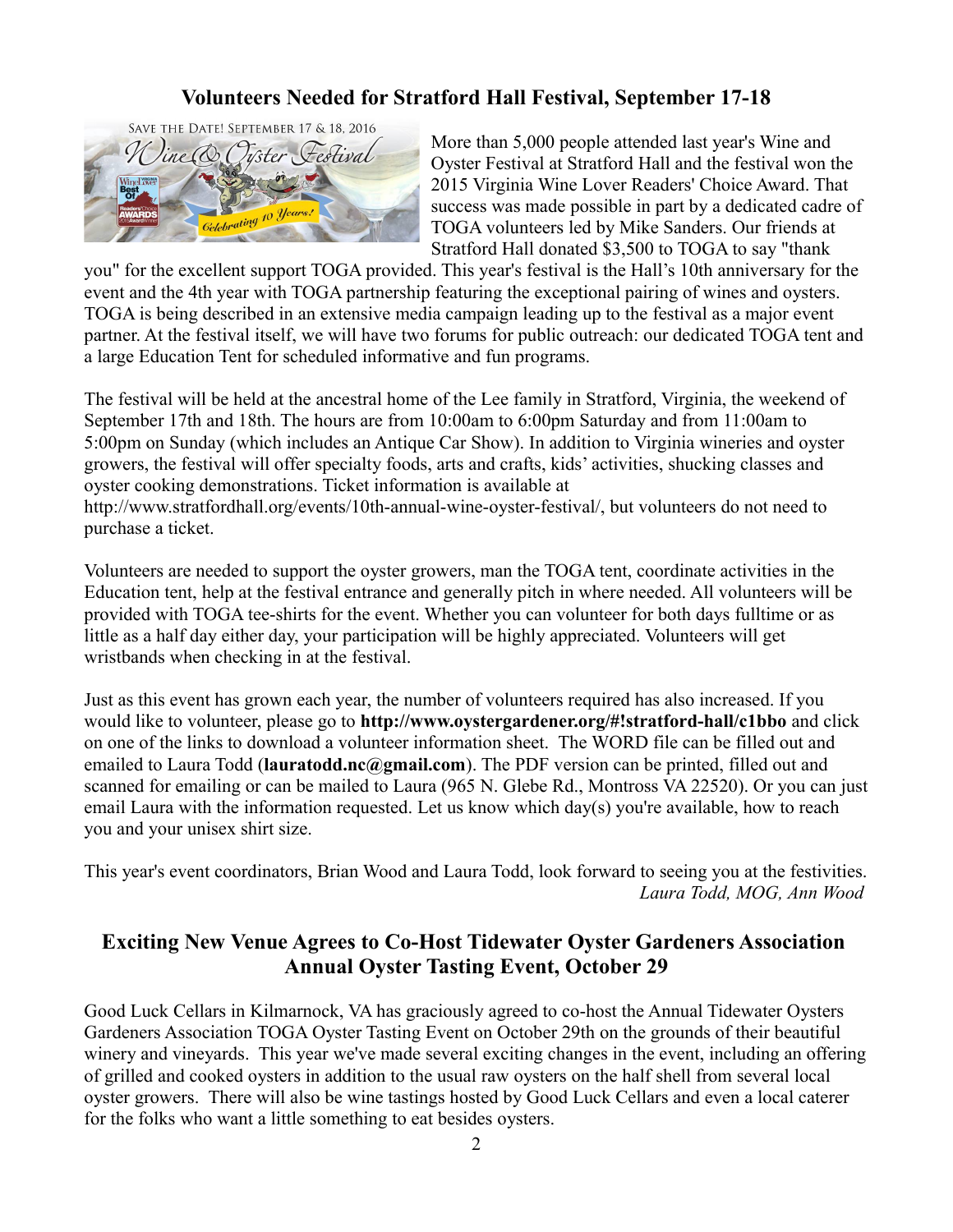## Volunteers Needed for Stratford Hall Festival, September 17-18

More than 5,000 people attended last year's Wine and Oyster Festival at Stratford Hall and the festival won the 2015 Virginia Wine Lover Readers' Choice Award. That success was made possible in part by a dedicated cadre of TOGA volunteers led by Mike Sanders. Our friends at Stratford Hall donated $3,500 to TOGA to say "thank you" for the excellent support TOGA provided. This year's festival is the Hall's 10th anniversary for the event and the 4th year with TOGA partnership featuring the exceptional pairing of wines and oysters. TOGA is being described in an extensive media campaign leading up to the festival as a major event partner. At the festival itself, we will have two forums for public outreach: our dedicated TOGA tent and a large Education Tent for scheduled informative and fun programs.

The festival will be held at the ancestral home of the Lee family in Stratford, Virginia, the weekend of September 17th and 18th. The hours are from 10:00am to 6:00pm Saturday and from 11:00am to 5:00pm on Sunday (which includes an Antique Car Show). In addition to Virginia wineries and oyster growers, the festival will offer specialty foods, arts and crafts, kids' activities, shucking classes and oyster cooking demonstrations. Ticket information is available at http://www.stratfordhall.org/events/10th-annual-wine-oyster-festival/, but volunteers do not need to purchase a ticket.

Volunteers are needed to support the oyster growers, man the TOGA tent, coordinate activities in the Education tent, help at the festival entrance and generally pitch in where needed. All volunteers will be provided with TOGA tee-shirts for the event. Whether you can volunteer for both days fulltime or as little as a half day either day, your participation will be highly appreciated. Volunteers will get wristbands when checking in at the festival.

Just as this event has grown each year, the number of volunteers required has also increased. If you would like to volunteer, please go to **http://www.oystergardener.org/#!stratford-hall/c1bbo** and click on one of the links to download a volunteer information sheet. The WORD file can be filled out and emailed to Laura Todd (**lauratodd.nc@gmail.com**). The PDF version can be printed, filled out and scanned for emailing or can be mailed to Laura (965 N. Glebe Rd., Montross VA 22520). Or you can just email Laura with the information requested. Let us know which day(s) you're available, how to reach you and your unisex shirt size.

This year's event coordinators, Brian Wood and Laura Todd, look forward to seeing you at the festivities.

*Laura Todd, MOG, Ann Wood*

## Exciting New Venue Agrees to Co-Host Tidewater Oyster Gardeners Association Annual Oyster Tasting Event, October 29

Good Luck Cellars in Kilmarnock, VA has graciously agreed to co-host the Annual Tidewater Oysters Gardeners Association TOGA Oyster Tasting Event on October 29th on the grounds of their beautiful winery and vineyards. This year we've made several exciting changes in the event, including an offering of grilled and cooked oysters in addition to the usual raw oysters on the half shell from several local oyster growers. There will also be wine tastings hosted by Good Luck Cellars and even a local caterer for the folks who want a little something to eat besides oysters.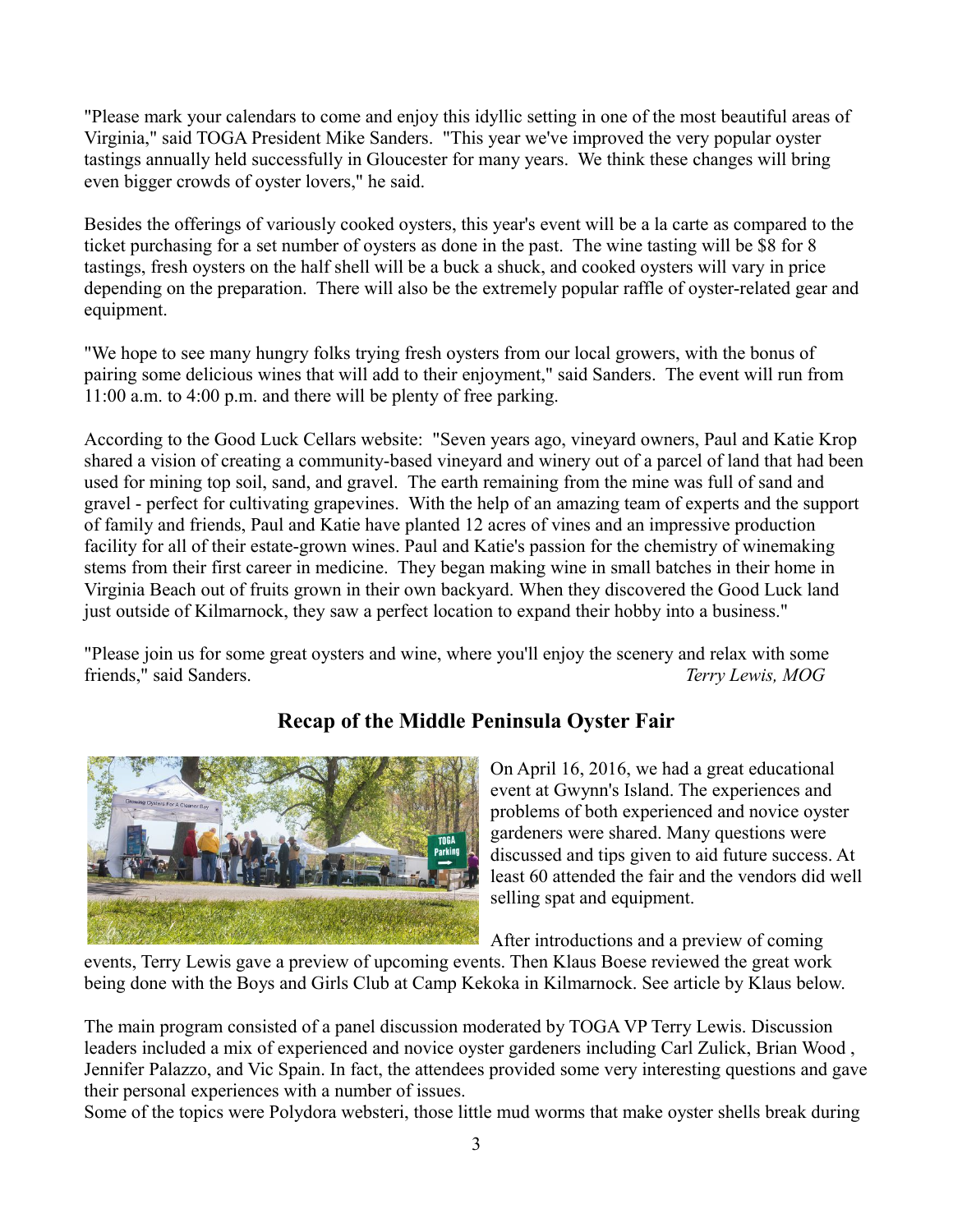"Please mark your calendars to come and enjoy this idyllic setting in one of the most beautiful areas of Virginia," said TOGA President Mike Sanders. "This year we've improved the very popular oyster tastings annually held successfully in Gloucester for many years. We think these changes will bring even bigger crowds of oyster lovers," he said.

Besides the offerings of variously cooked oysters, this year's event will be a la carte as compared to the ticket purchasing for a set number of oysters as done in the past. The wine tasting will be $8 for 8 tastings, fresh oysters on the half shell will be a buck a shuck, and cooked oysters will vary in price depending on the preparation. There will also be the extremely popular raffle of oyster-related gear and equipment.

"We hope to see many hungry folks trying fresh oysters from our local growers, with the bonus of pairing some delicious wines that will add to their enjoyment," said Sanders. The event will run from 11:00 a.m. to 4:00 p.m. and there will be plenty of free parking.

According to the Good Luck Cellars website: "Seven years ago, vineyard owners, Paul and Katie Krop shared a vision of creating a community-based vineyard and winery out of a parcel of land that had been used for mining top soil, sand, and gravel. The earth remaining from the mine was full of sand and gravel - perfect for cultivating grapevines. With the help of an amazing team of experts and the support of family and friends, Paul and Katie have planted 12 acres of vines and an impressive production facility for all of their estate-grown wines. Paul and Katie's passion for the chemistry of winemaking stems from their first career in medicine. They began making wine in small batches in their home in Virginia Beach out of fruits grown in their own backyard. When they discovered the Good Luck land just outside of Kilmarnock, they saw a perfect location to expand their hobby into a business."

"Please join us for some great oysters and wine, where you'll enjoy the scenery and relax with some friends," said Sanders. *Terry Lewis, MOG*

## Recap of the Middle Peninsula Oyster Fair

On April 16, 2016, we had a great educational event at Gwynn's Island. The experiences and problems of both experienced and novice oyster gardeners were shared. Many questions were discussed and tips given to aid future success. At least 60 attended the fair and the vendors did well selling spat and equipment.

After introductions and a preview of coming events, Terry Lewis gave a preview of upcoming events. Then Klaus Boese reviewed the great work being done with the Boys and Girls Club at Camp Kekoka in Kilmarnock. See article by Klaus below.

The main program consisted of a panel discussion moderated by TOGA VP Terry Lewis. Discussion leaders included a mix of experienced and novice oyster gardeners including Carl Zulick, Brian Wood , Jennifer Palazzo, and Vic Spain. In fact, the attendees provided some very interesting questions and gave their personal experiences with a number of issues.

Some of the topics were Polydora websteri, those little mud worms that make oyster shells break during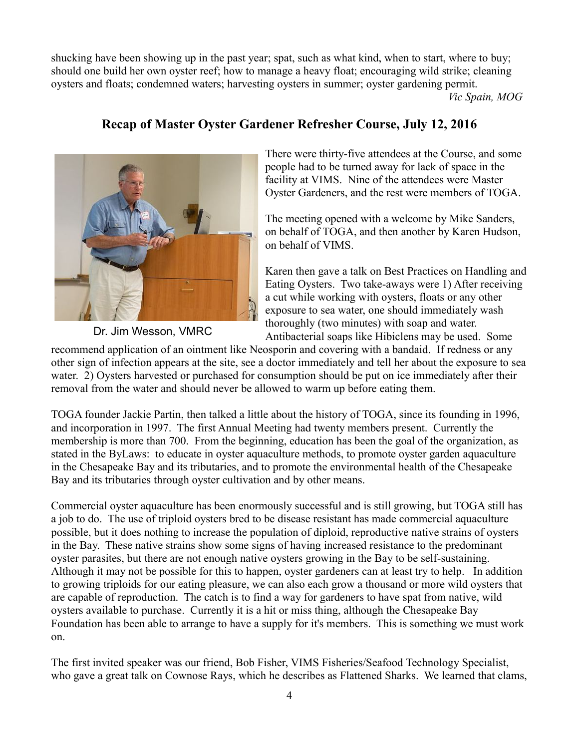shucking have been showing up in the past year; spat, such as what kind, when to start, where to buy; should one build her own oyster reef; how to manage a heavy float; encouraging wild strike; cleaning oysters and floats; condemned waters; harvesting oysters in summer; oyster gardening permit.

*Vic Spain, MOG*

## Recap of Master Oyster Gardener Refresher Course, July 12, 2016

Dr. Jim Wesson, VMRC

There were thirty-five attendees at the Course, and some people had to be turned away for lack of space in the facility at VIMS. Nine of the attendees were Master Oyster Gardeners, and the rest were members of TOGA.

The meeting opened with a welcome by Mike Sanders, on behalf of TOGA, and then another by Karen Hudson, on behalf of VIMS.

Karen then gave a talk on Best Practices on Handling and Eating Oysters. Two take-aways were 1) After receiving a cut while working with oysters, floats or any other exposure to sea water, one should immediately wash thoroughly (two minutes) with soap and water. Antibacterial soaps like Hibiclens may be used. Some recommend application of an ointment like Neosporin and covering with a bandaid. If redness or any other sign of infection appears at the site, see a doctor immediately and tell her about the exposure to sea water. 2) Oysters harvested or purchased for consumption should be put on ice immediately after their removal from the water and should never be allowed to warm up before eating them.

TOGA founder Jackie Partin, then talked a little about the history of TOGA, since its founding in 1996, and incorporation in 1997. The first Annual Meeting had twenty members present. Currently the membership is more than 700. From the beginning, education has been the goal of the organization, as stated in the ByLaws: to educate in oyster aquaculture methods, to promote oyster garden aquaculture in the Chesapeake Bay and its tributaries, and to promote the environmental health of the Chesapeake Bay and its tributaries through oyster cultivation and by other means.

Commercial oyster aquaculture has been enormously successful and is still growing, but TOGA still has a job to do. The use of triploid oysters bred to be disease resistant has made commercial aquaculture possible, but it does nothing to increase the population of diploid, reproductive native strains of oysters in the Bay. These native strains show some signs of having increased resistance to the predominant oyster parasites, but there are not enough native oysters growing in the Bay to be self-sustaining. Although it may not be possible for this to happen, oyster gardeners can at least try to help. In addition to growing triploids for our eating pleasure, we can also each grow a thousand or more wild oysters that are capable of reproduction. The catch is to find a way for gardeners to have spat from native, wild oysters available to purchase. Currently it is a hit or miss thing, although the Chesapeake Bay Foundation has been able to arrange to have a supply for it's members. This is something we must work on.

The first invited speaker was our friend, Bob Fisher, VIMS Fisheries/Seafood Technology Specialist, who gave a great talk on Cownose Rays, which he describes as Flattened Sharks. We learned that clams,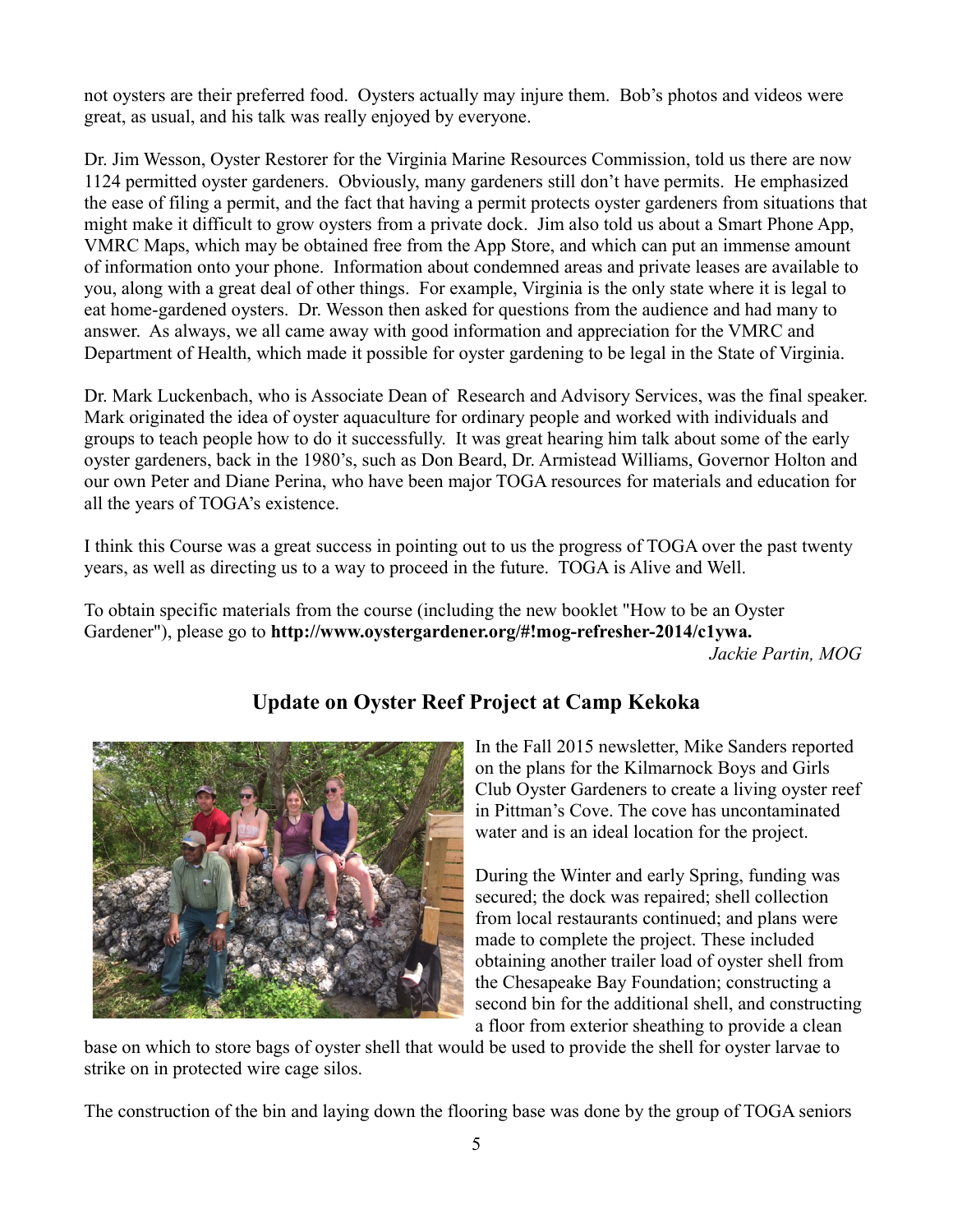not oysters are their preferred food. Oysters actually may injure them. Bob's photos and videos were great, as usual, and his talk was really enjoyed by everyone.

Dr. Jim Wesson, Oyster Restorer for the Virginia Marine Resources Commission, told us there are now 1124 permitted oyster gardeners. Obviously, many gardeners still don't have permits. He emphasized the ease of filing a permit, and the fact that having a permit protects oyster gardeners from situations that might make it difficult to grow oysters from a private dock. Jim also told us about a Smart Phone App, VMRC Maps, which may be obtained free from the App Store, and which can put an immense amount of information onto your phone. Information about condemned areas and private leases are available to you, along with a great deal of other things. For example, Virginia is the only state where it is legal to eat home-gardened oysters. Dr. Wesson then asked for questions from the audience and had many to answer. As always, we all came away with good information and appreciation for the VMRC and Department of Health, which made it possible for oyster gardening to be legal in the State of Virginia.

Dr. Mark Luckenbach, who is Associate Dean of Research and Advisory Services, was the final speaker. Mark originated the idea of oyster aquaculture for ordinary people and worked with individuals and groups to teach people how to do it successfully. It was great hearing him talk about some of the early oyster gardeners, back in the 1980's, such as Don Beard, Dr. Armistead Williams, Governor Holton and our own Peter and Diane Perina, who have been major TOGA resources for materials and education for all the years of TOGA's existence.

I think this Course was a great success in pointing out to us the progress of TOGA over the past twenty years, as well as directing us to a way to proceed in the future. TOGA is Alive and Well.

To obtain specific materials from the course (including the new booklet "How to be an Oyster Gardener"), please go to **http://www.oystergardener.org/#!mog-refresher-2014/c1ywa.**

*Jackie Partin, MOG*

## Update on Oyster Reef Project at Camp Kekoka

In the Fall 2015 newsletter, Mike Sanders reported on the plans for the Kilmarnock Boys and Girls Club Oyster Gardeners to create a living oyster reef in Pittman's Cove. The cove has uncontaminated water and is an ideal location for the project.

During the Winter and early Spring, funding was secured; the dock was repaired; shell collection from local restaurants continued; and plans were made to complete the project. These included obtaining another trailer load of oyster shell from the Chesapeake Bay Foundation; constructing a second bin for the additional shell, and constructing a floor from exterior sheathing to provide a clean base on which to store bags of oyster shell that would be used to provide the shell for oyster larvae to strike on in protected wire cage silos.

The construction of the bin and laying down the flooring base was done by the group of TOGA seniors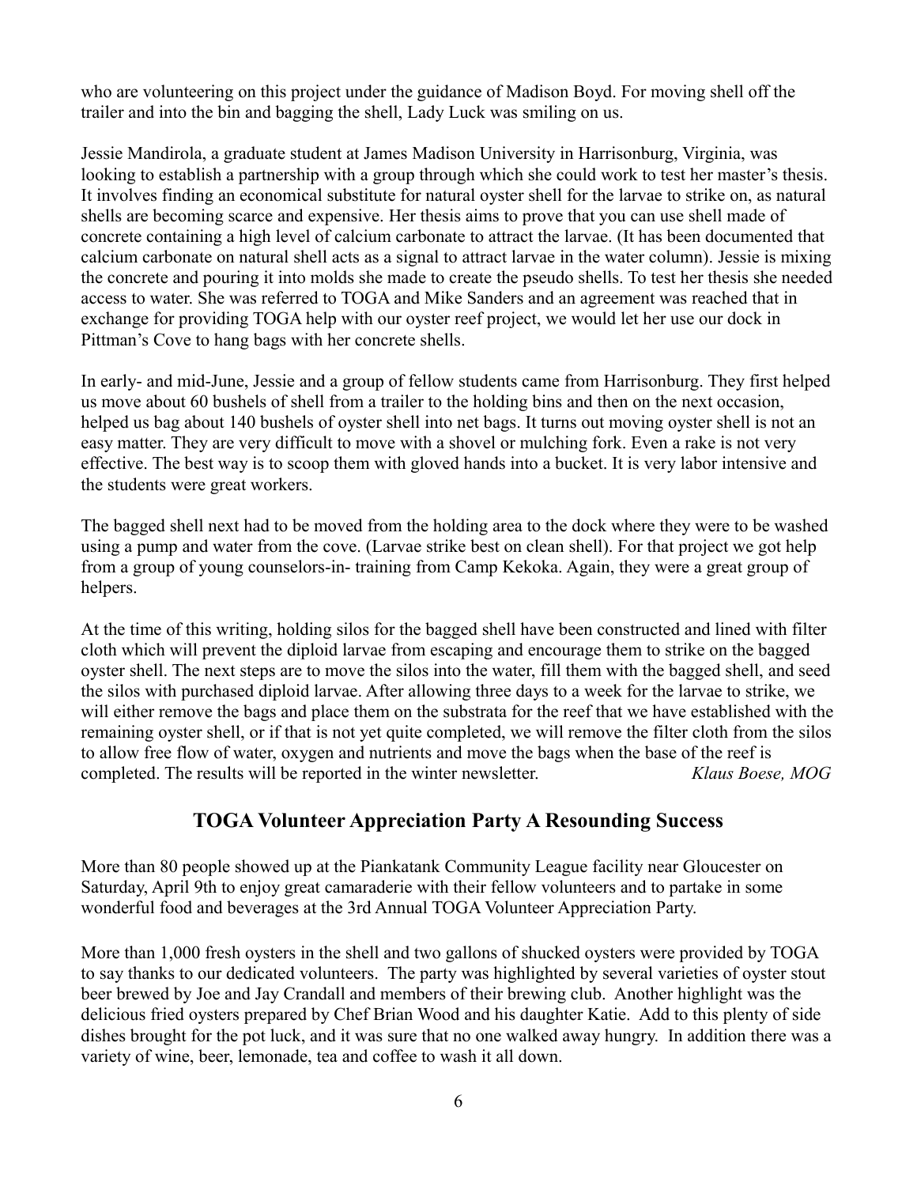who are volunteering on this project under the guidance of Madison Boyd. For moving shell off the trailer and into the bin and bagging the shell, Lady Luck was smiling on us.

Jessie Mandirola, a graduate student at James Madison University in Harrisonburg, Virginia, was looking to establish a partnership with a group through which she could work to test her master's thesis. It involves finding an economical substitute for natural oyster shell for the larvae to strike on, as natural shells are becoming scarce and expensive. Her thesis aims to prove that you can use shell made of concrete containing a high level of calcium carbonate to attract the larvae. (It has been documented that calcium carbonate on natural shell acts as a signal to attract larvae in the water column). Jessie is mixing the concrete and pouring it into molds she made to create the pseudo shells. To test her thesis she needed access to water. She was referred to TOGA and Mike Sanders and an agreement was reached that in exchange for providing TOGA help with our oyster reef project, we would let her use our dock in Pittman's Cove to hang bags with her concrete shells.

In early- and mid-June, Jessie and a group of fellow students came from Harrisonburg. They first helped us move about 60 bushels of shell from a trailer to the holding bins and then on the next occasion, helped us bag about 140 bushels of oyster shell into net bags. It turns out moving oyster shell is not an easy matter. They are very difficult to move with a shovel or mulching fork. Even a rake is not very effective. The best way is to scoop them with gloved hands into a bucket. It is very labor intensive and the students were great workers.

The bagged shell next had to be moved from the holding area to the dock where they were to be washed using a pump and water from the cove. (Larvae strike best on clean shell). For that project we got help from a group of young counselors-in- training from Camp Kekoka. Again, they were a great group of helpers.

At the time of this writing, holding silos for the bagged shell have been constructed and lined with filter cloth which will prevent the diploid larvae from escaping and encourage them to strike on the bagged oyster shell. The next steps are to move the silos into the water, fill them with the bagged shell, and seed the silos with purchased diploid larvae. After allowing three days to a week for the larvae to strike, we will either remove the bags and place them on the substrata for the reef that we have established with the remaining oyster shell, or if that is not yet quite completed, we will remove the filter cloth from the silos to allow free flow of water, oxygen and nutrients and move the bags when the base of the reef is completed. The results will be reported in the winter newsletter. *Klaus Boese, MOG*

## TOGA Volunteer Appreciation Party A Resounding Success

More than 80 people showed up at the Piankatank Community League facility near Gloucester on Saturday, April 9th to enjoy great camaraderie with their fellow volunteers and to partake in some wonderful food and beverages at the 3rd Annual TOGA Volunteer Appreciation Party.

More than 1,000 fresh oysters in the shell and two gallons of shucked oysters were provided by TOGA to say thanks to our dedicated volunteers. The party was highlighted by several varieties of oyster stout beer brewed by Joe and Jay Crandall and members of their brewing club. Another highlight was the delicious fried oysters prepared by Chef Brian Wood and his daughter Katie. Add to this plenty of side dishes brought for the pot luck, and it was sure that no one walked away hungry. In addition there was a variety of wine, beer, lemonade, tea and coffee to wash it all down.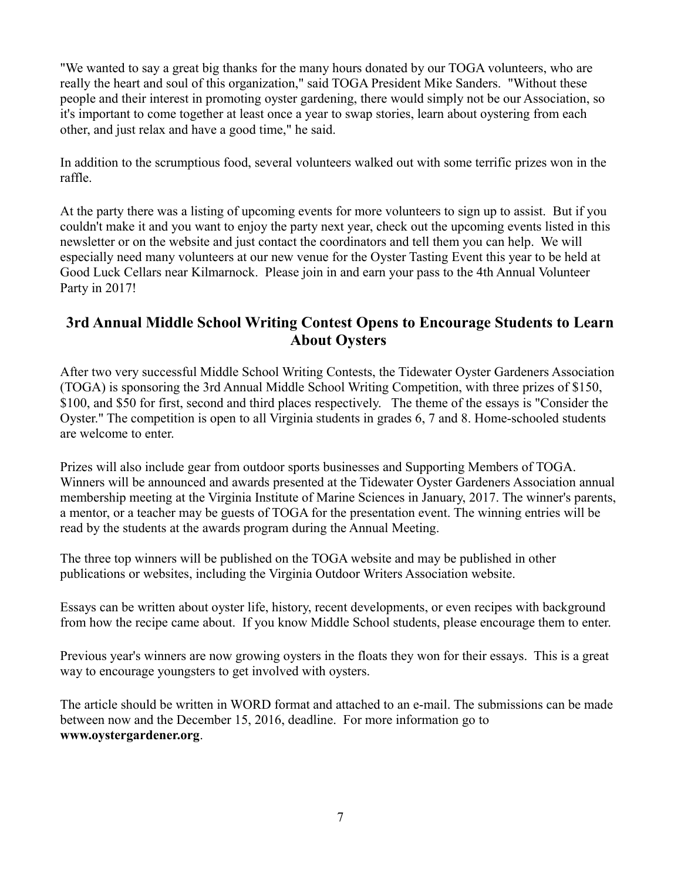"We wanted to say a great big thanks for the many hours donated by our TOGA volunteers, who are really the heart and soul of this organization," said TOGA President Mike Sanders. "Without these people and their interest in promoting oyster gardening, there would simply not be our Association, so it's important to come together at least once a year to swap stories, learn about oystering from each other, and just relax and have a good time," he said.

In addition to the scrumptious food, several volunteers walked out with some terrific prizes won in the raffle.

At the party there was a listing of upcoming events for more volunteers to sign up to assist. But if you couldn't make it and you want to enjoy the party next year, check out the upcoming events listed in this newsletter or on the website and just contact the coordinators and tell them you can help. We will especially need many volunteers at our new venue for the Oyster Tasting Event this year to be held at Good Luck Cellars near Kilmarnock. Please join in and earn your pass to the 4th Annual Volunteer Party in 2017!

## 3rd Annual Middle School Writing Contest Opens to Encourage Students to Learn About Oysters

After two very successful Middle School Writing Contests, the Tidewater Oyster Gardeners Association (TOGA) is sponsoring the 3rd Annual Middle School Writing Competition, with three prizes of $150, $100, and $50 for first, second and third places respectively. The theme of the essays is "Consider the Oyster." The competition is open to all Virginia students in grades 6, 7 and 8. Home-schooled students are welcome to enter.

Prizes will also include gear from outdoor sports businesses and Supporting Members of TOGA. Winners will be announced and awards presented at the Tidewater Oyster Gardeners Association annual membership meeting at the Virginia Institute of Marine Sciences in January, 2017. The winner's parents, a mentor, or a teacher may be guests of TOGA for the presentation event. The winning entries will be read by the students at the awards program during the Annual Meeting.

The three top winners will be published on the TOGA website and may be published in other publications or websites, including the Virginia Outdoor Writers Association website.

Essays can be written about oyster life, history, recent developments, or even recipes with background from how the recipe came about. If you know Middle School students, please encourage them to enter.

Previous year's winners are now growing oysters in the floats they won for their essays. This is a great way to encourage youngsters to get involved with oysters.

The article should be written in WORD format and attached to an e-mail. The submissions can be made between now and the December 15, 2016, deadline. For more information go to **www.oystergardener.org**.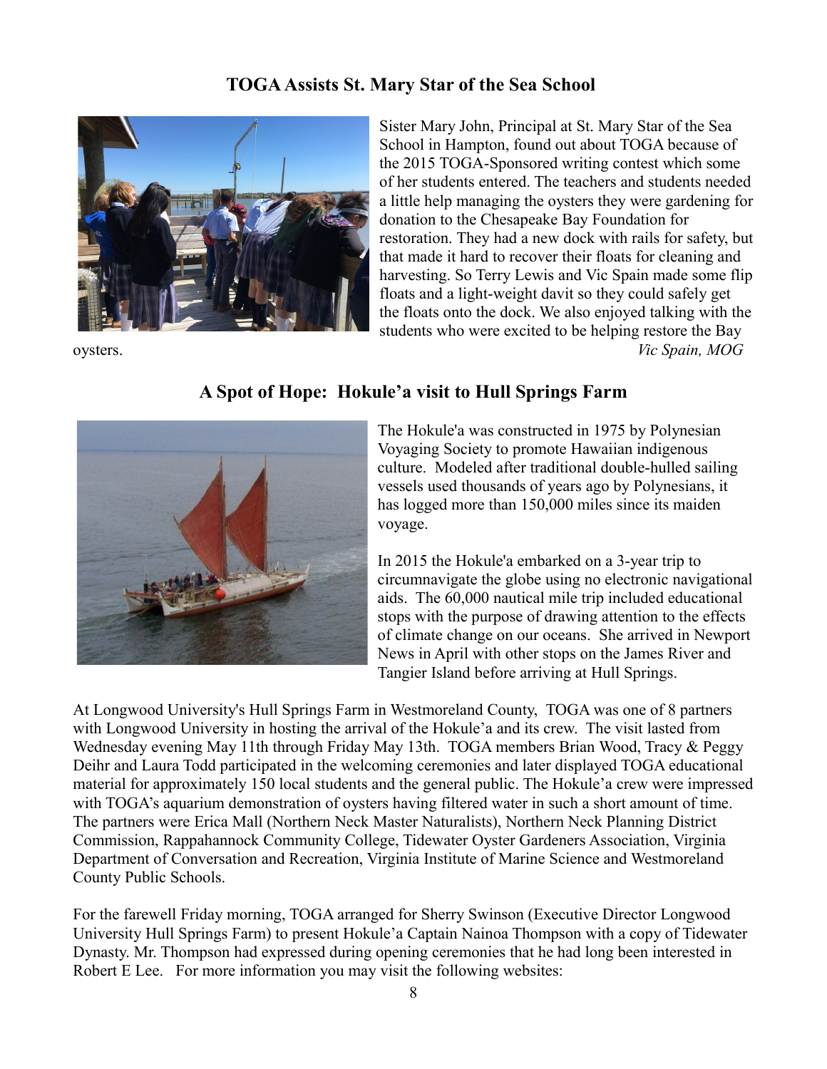## TOGA Assists St. Mary Star of the Sea School

Sister Mary John, Principal at St. Mary Star of the Sea School in Hampton, found out about TOGA because of the 2015 TOGA-Sponsored writing contest which some of her students entered. The teachers and students needed a little help managing the oysters they were gardening for donation to the Chesapeake Bay Foundation for restoration. They had a new dock with rails for safety, but that made it hard to recover their floats for cleaning and harvesting. So Terry Lewis and Vic Spain made some flip floats and a light-weight davit so they could safely get the floats onto the dock. We also enjoyed talking with the students who were excited to be helping restore the Bay oysters.

*Vic Spain, MOG*

## A Spot of Hope: Hokule'a visit to Hull Springs Farm

The Hokule'a was constructed in 1975 by Polynesian Voyaging Society to promote Hawaiian indigenous culture. Modeled after traditional double-hulled sailing vessels used thousands of years ago by Polynesians, it has logged more than 150,000 miles since its maiden voyage.

In 2015 the Hokule'a embarked on a 3-year trip to circumnavigate the globe using no electronic navigational aids. The 60,000 nautical mile trip included educational stops with the purpose of drawing attention to the effects of climate change on our oceans. She arrived in Newport News in April with other stops on the James River and Tangier Island before arriving at Hull Springs.

At Longwood University's Hull Springs Farm in Westmoreland County, TOGA was one of 8 partners with Longwood University in hosting the arrival of the Hokule'a and its crew. The visit lasted from Wednesday evening May 11th through Friday May 13th. TOGA members Brian Wood, Tracy & Peggy Deihr and Laura Todd participated in the welcoming ceremonies and later displayed TOGA educational material for approximately 150 local students and the general public. The Hokule'a crew were impressed with TOGA's aquarium demonstration of oysters having filtered water in such a short amount of time. The partners were Erica Mall (Northern Neck Master Naturalists), Northern Neck Planning District Commission, Rappahannock Community College, Tidewater Oyster Gardeners Association, Virginia Department of Conversation and Recreation, Virginia Institute of Marine Science and Westmoreland County Public Schools.

For the farewell Friday morning, TOGA arranged for Sherry Swinson (Executive Director Longwood University Hull Springs Farm) to present Hokule'a Captain Nainoa Thompson with a copy of Tidewater Dynasty. Mr. Thompson had expressed during opening ceremonies that he had long been interested in Robert E Lee. For more information you may visit the following websites: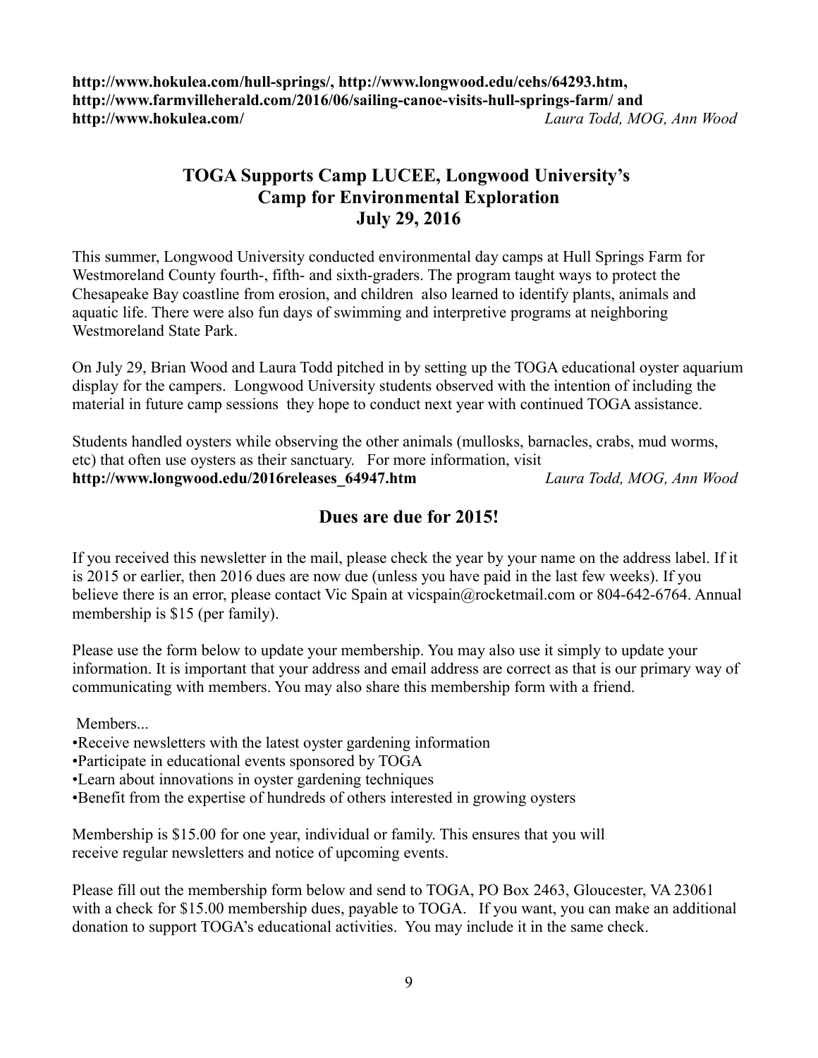**http://www.hokulea.com/hull-springs/, http://www.longwood.edu/cehs/64293.htm, http://www.farmvilleherald.com/2016/06/sailing-canoe-visits-hull-springs-farm/ and http://www.hokulea.com/** *Laura Todd, MOG, Ann Wood*

## TOGA Supports Camp LUCEE, Longwood University's Camp for Environmental Exploration July 29, 2016

This summer, Longwood University conducted environmental day camps at Hull Springs Farm for Westmoreland County fourth-, fifth- and sixth-graders. The program taught ways to protect the Chesapeake Bay coastline from erosion, and children also learned to identify plants, animals and aquatic life. There were also fun days of swimming and interpretive programs at neighboring Westmoreland State Park.

On July 29, Brian Wood and Laura Todd pitched in by setting up the TOGA educational oyster aquarium display for the campers. Longwood University students observed with the intention of including the material in future camp sessions they hope to conduct next year with continued TOGA assistance.

Students handled oysters while observing the other animals (mullosks, barnacles, crabs, mud worms, etc) that often use oysters as their sanctuary. For more information, visit **http://www.longwood.edu/2016releases_64947.htm** *Laura Todd, MOG, Ann Wood*

## Dues are due for 2015!

If you received this newsletter in the mail, please check the year by your name on the address label. If it is 2015 or earlier, then 2016 dues are now due (unless you have paid in the last few weeks). If you believe there is an error, please contact Vic Spain at vicspain@rocketmail.com or 804-642-6764. Annual membership is $15 (per family).

Please use the form below to update your membership. You may also use it simply to update your information. It is important that your address and email address are correct as that is our primary way of communicating with members. You may also share this membership form with a friend.

Members...

- Receive newsletters with the latest oyster gardening information
- Participate in educational events sponsored by TOGA
- Learn about innovations in oyster gardening techniques
- Benefit from the expertise of hundreds of others interested in growing oysters

Membership is $15.00 for one year, individual or family. This ensures that you will receive regular newsletters and notice of upcoming events.

Please fill out the membership form below and send to TOGA, PO Box 2463, Gloucester, VA 23061 with a check for $15.00 membership dues, payable to TOGA. If you want, you can make an additional donation to support TOGA's educational activities. You may include it in the same check.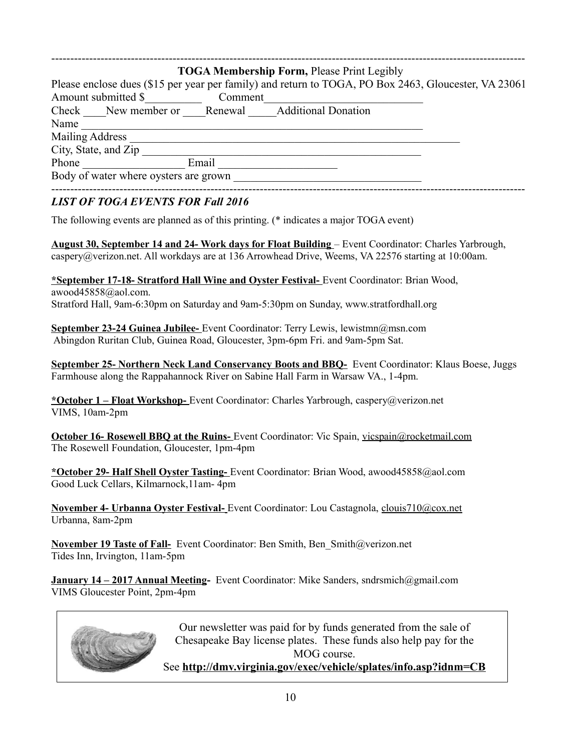---

**TOGA Membership Form,** Please Print Legibly

Please enclose dues ($15 per year per family) and return to TOGA, PO Box 2463, Gloucester, VA 23061

Amount submitted $__________ Comment____________________________

Check ____New member or ____Renewal _____Additional Donation

Name ______________________________________________________________

Mailing Address ______________________________________________________

City, State, and Zip ____________________________________________________

Phone __________________ Email _____________________

Body of water where oysters are grown _________________________________

---

## *LIST OF TOGA EVENTS FOR Fall 2016*

The following events are planned as of this printing. (* indicates a major TOGA event)

**August 30, September 14 and 24- Work days for Float Building** – Event Coordinator: Charles Yarbrough, caspery@verizon.net. All workdays are at 136 Arrowhead Drive, Weems, VA 22576 starting at 10:00am.

***September 17-18- Stratford Hall Wine and Oyster Festival-** Event Coordinator: Brian Wood, awood45858@aol.com.
Stratford Hall, 9am-6:30pm on Saturday and 9am-5:30pm on Sunday, www.stratfordhall.org

**September 23-24 Guinea Jubilee-** Event Coordinator: Terry Lewis, lewistmn@msn.com
Abingdon Ruritan Club, Guinea Road, Gloucester, 3pm-6pm Fri. and 9am-5pm Sat.

**September 25- Northern Neck Land Conservancy Boots and BBQ-** Event Coordinator: Klaus Boese, Juggs Farmhouse along the Rappahannock River on Sabine Hall Farm in Warsaw VA., 1-4pm.

***October 1 – Float Workshop-** Event Coordinator: Charles Yarbrough, caspery@verizon.net
VIMS, 10am-2pm

**October 16- Rosewell BBQ at the Ruins-** Event Coordinator: Vic Spain, vicspain@rocketmail.com
The Rosewell Foundation, Gloucester, 1pm-4pm

***October 29- Half Shell Oyster Tasting-** Event Coordinator: Brian Wood, awood45858@aol.com
Good Luck Cellars, Kilmarnock,11am- 4pm

**November 4- Urbanna Oyster Festival-** Event Coordinator: Lou Castagnola, clouis710@cox.net
Urbanna, 8am-2pm

**November 19 Taste of Fall-** Event Coordinator: Ben Smith, Ben_Smith@verizon.net
Tides Inn, Irvington, 11am-5pm

**January 14 – 2017 Annual Meeting-** Event Coordinator: Mike Sanders, sndrsmich@gmail.com
VIMS Gloucester Point, 2pm-4pm

Our newsletter was paid for by funds generated from the sale of Chesapeake Bay license plates. These funds also help pay for the MOG course.
See **http://dmv.virginia.gov/exec/vehicle/splates/info.asp?idnm=CB**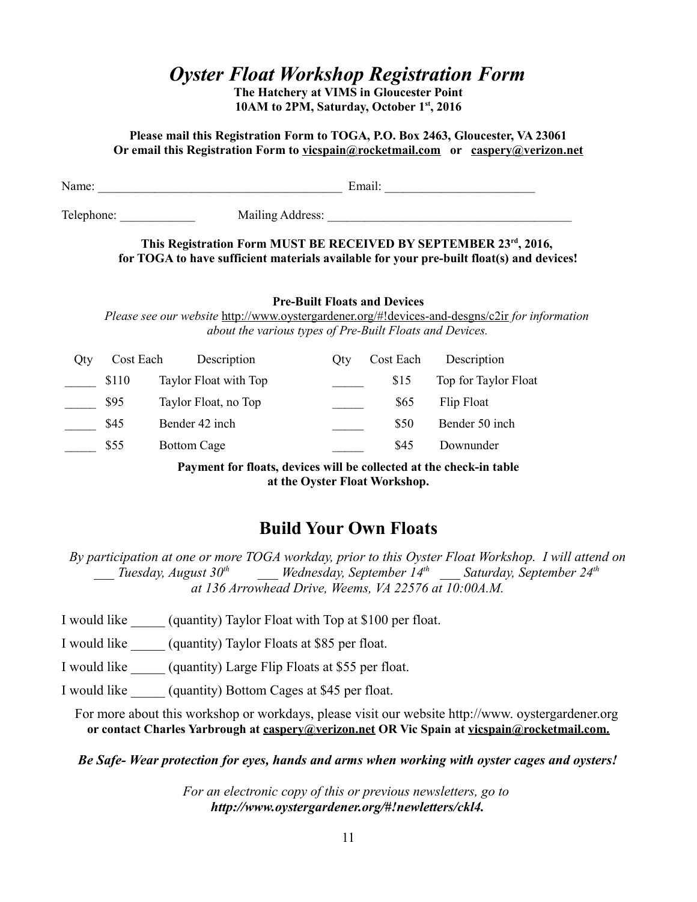# *Oyster Float Workshop Registration Form*

**The Hatchery at VIMS in Gloucester Point**
**10AM to 2PM, Saturday, October 1st, 2016**

**Please mail this Registration Form to TOGA, P.O. Box 2463, Gloucester, VA 23061**
**Or email this Registration Form to vicspain@rocketmail.com or caspery@verizon.net**

Name: ______________________________________ Email: ________________________

Telephone: ____________ Mailing Address: ________________________________________

**This Registration Form MUST BE RECEIVED BY SEPTEMBER 23rd, 2016, for TOGA to have sufficient materials available for your pre-built float(s) and devices!**

**Pre-Built Floats and Devices**

*Please see our website* http://www.oystergardener.org/#!devices-and-desgns/c2ir *for information about the various types of Pre-Built Floats and Devices.*

| Qty | Cost Each | Description | Qty | Cost Each | Description |
|---|---|---|---|---|---|
| _____ | $110 | Taylor Float with Top | _____ | $15 | Top for Taylor Float |
| _____ | $95 | Taylor Float, no Top | _____ | $65 | Flip Float |
| _____ | $45 | Bender 42 inch | _____ | $50 | Bender 50 inch |
| _____ | $55 | Bottom Cage | _____ | $45 | Downunder |

**Payment for floats, devices will be collected at the check-in table at the Oyster Float Workshop.**

## Build Your Own Floats

*By participation at one or more TOGA workday, prior to this Oyster Float Workshop. I will attend on ___ Tuesday, August 30th ___ Wednesday, September 14th ___ Saturday, September 24th at 136 Arrowhead Drive, Weems, VA 22576 at 10:00A.M.*

I would like _____ (quantity) Taylor Float with Top at $100 per float.

I would like _____ (quantity) Taylor Floats at $85 per float.

I would like _____ (quantity) Large Flip Floats at $55 per float.

I would like _____ (quantity) Bottom Cages at $45 per float.

For more about this workshop or workdays, please visit our website http://www. oystergardener.org **or contact Charles Yarbrough at caspery@verizon.net OR Vic Spain at vicspain@rocketmail.com.**

***Be Safe- Wear protection for eyes, hands and arms when working with oyster cages and oysters!***

*For an electronic copy of this or previous newsletters, go to* ***http://www.oystergardener.org/#!newletters/ckl4.***